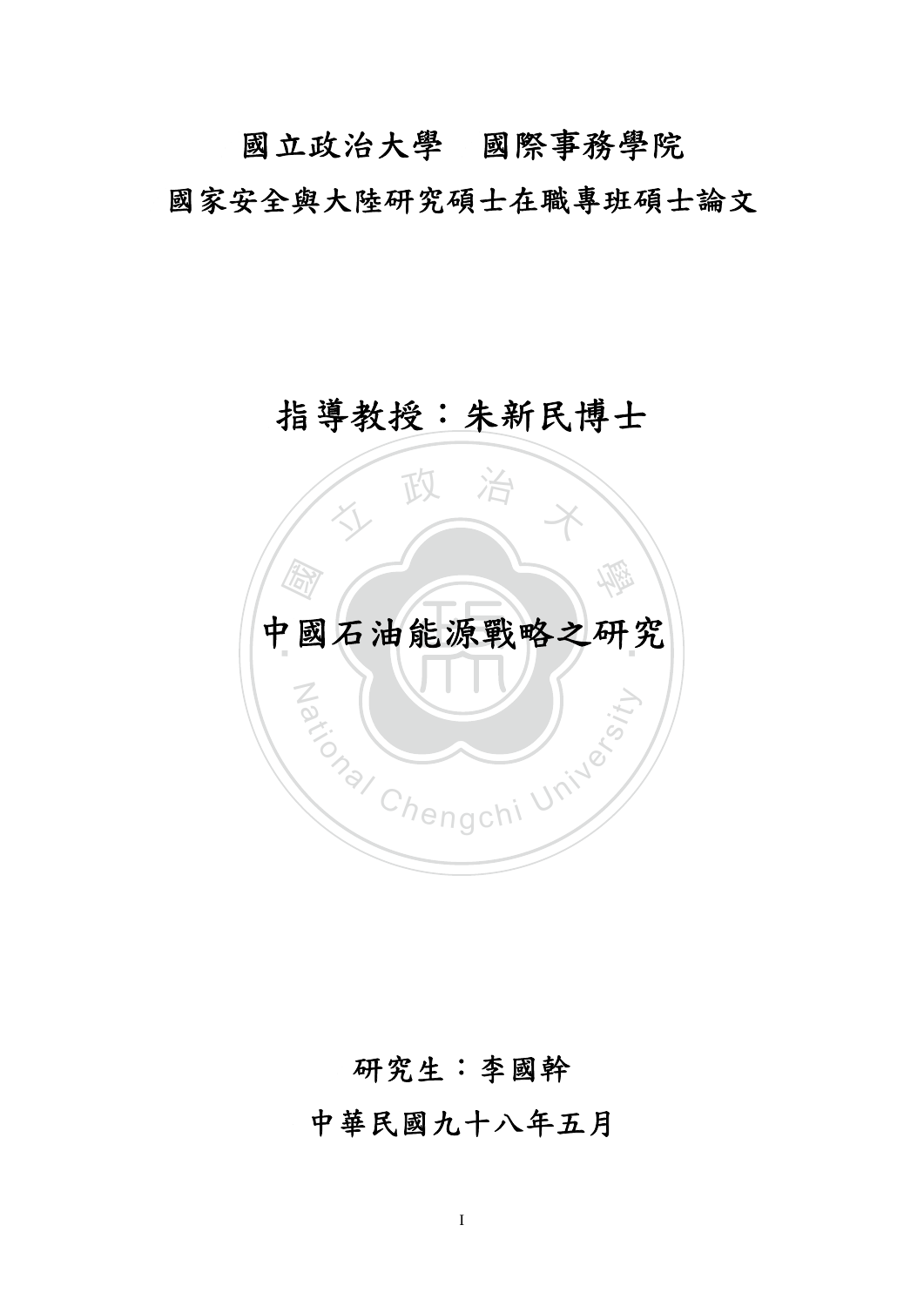國立政治大學　國際事務學院

國家安全與大陸研究碩士在職專班碩士論文

指導教授：朱新民博士

# 中國石油能源戰略之研究

研究生：李國幹

中華民國九十八年五月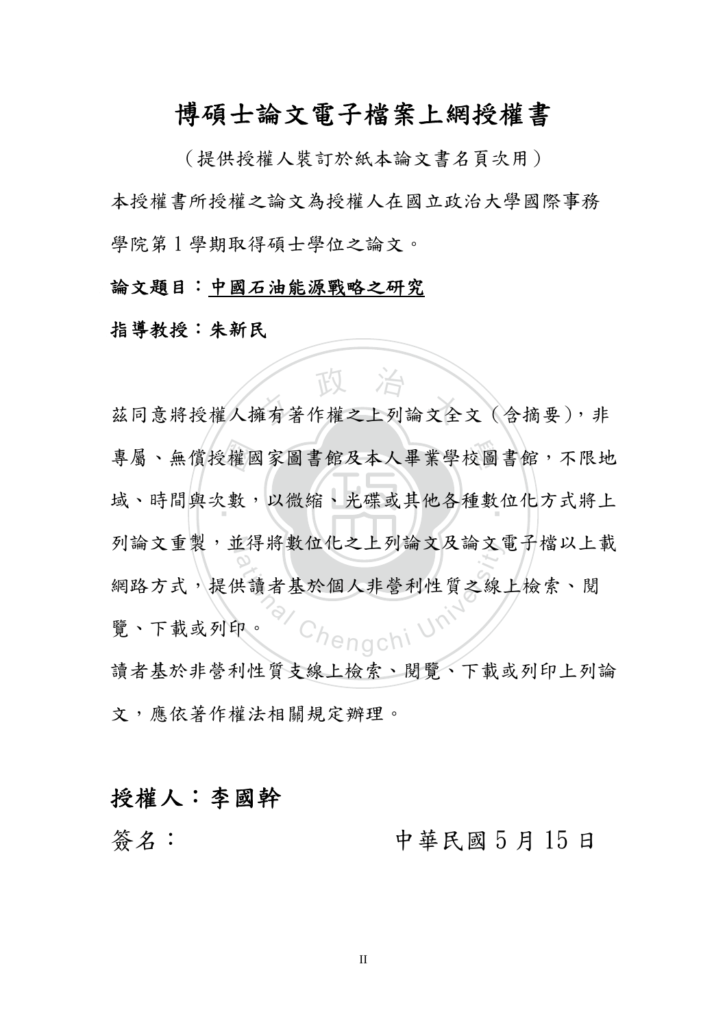# 博碩士論文電子檔案上網授權書

（提供授權人裝訂於紙本論文書名頁次用）

本授權書所授權之論文為授權人在國立政治大學國際事務學院第 1 學期取得碩士學位之論文。

**論文題目**：**中國石油能源戰略之研究**

**指導教授：朱新民**

茲同意將授權人擁有著作權之上列論文全文（含摘要），非專屬、無償授權國家圖書館及本人畢業學校圖書館，不限地域、時間與次數，以微縮、光碟或其他各種數位化方式將上列論文重製，並得將數位化之上列論文及論文電子檔以上載網路方式，提供讀者基於個人非營利性質之線上檢索、閱覽、下載或列印。

讀者基於非營利性質支線上檢索、閱覽、下載或列印上列論文，應依著作權法相關規定辦理。

**授權人：李國幹**

簽名：　　　　　　　　　中華民國 5 月 15 日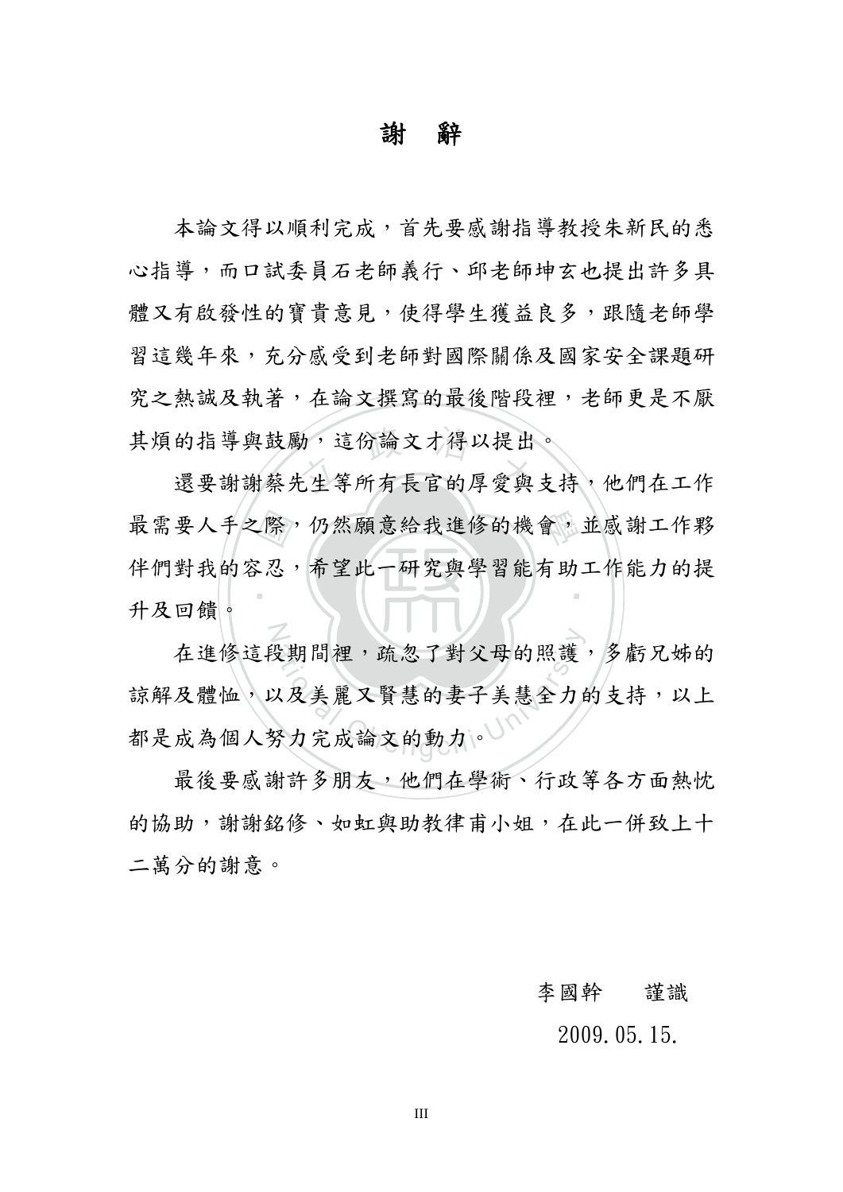# 謝 辭

本論文得以順利完成，首先要感謝指導教授朱新民的悉心指導，而口試委員石老師義行、邱老師坤玄也提出許多具體又有啟發性的寶貴意見，使得學生獲益良多，跟隨老師學習這幾年來，充分感受到老師對國際關係及國家安全課題研究之熱誠及執著，在論文撰寫的最後階段裡，老師更是不厭其煩的指導與鼓勵，這份論文才得以提出。

還要謝謝蔡先生等所有長官的厚愛與支持，他們在工作最需要人手之際，仍然願意給我進修的機會，並感謝工作夥伴們對我的容忍，希望此一研究與學習能有助工作能力的提升及回饋。

在進修這段期間裡，疏忽了對父母的照護，多虧兄姊的諒解及體恤，以及美麗又賢慧的妻子美慧全力的支持，以上都是成為個人努力完成論文的動力。

最後要感謝許多朋友，他們在學術、行政等各方面熱忱的協助，謝謝銘修、如虹與助教律甫小姐，在此一併致上十二萬分的謝意。

李國幹　謹識

2009.05.15.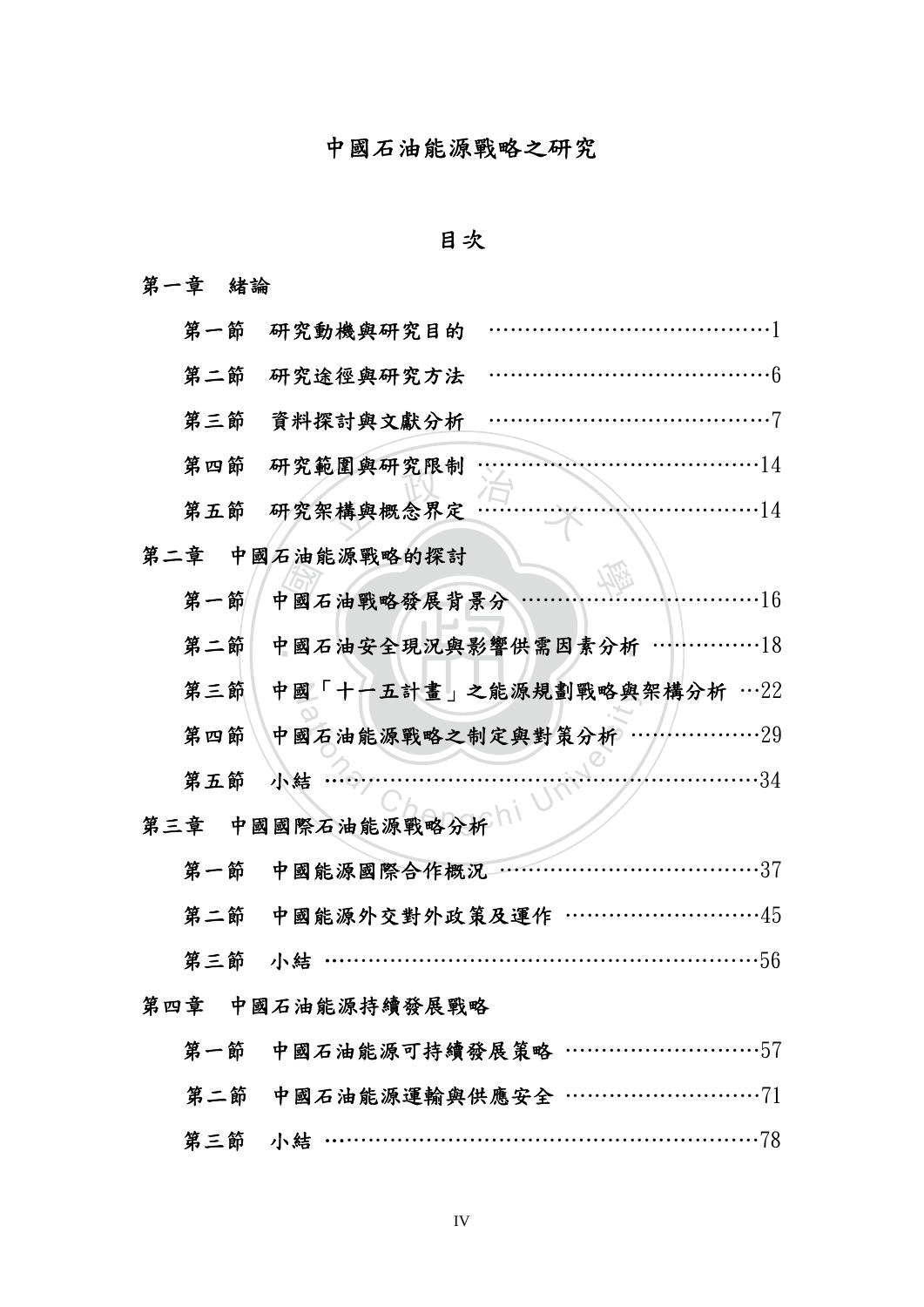# 中國石油能源戰略之研究

## 目次

第一章　緒論

　第一節　研究動機與研究目的　……………………………………1

　第二節　研究途徑與研究方法　……………………………………6

　第三節　資料探討與文獻分析　……………………………………7

　第四節　研究範圍與研究限制　……………………………………14

　第五節　研究架構與概念界定　……………………………………14

第二章　中國石油能源戰略的探討

　第一節　中國石油戰略發展背景分　……………………………16

　第二節　中國石油安全現況與影響供需因素分析　……………18

　第三節　中國「十一五計畫」之能源規劃戰略與架構分析　…22

　第四節　中國石油能源戰略之制定與對策分析　………………29

　第五節　小結　…………………………………………………………34

第三章　中國國際石油能源戰略分析

　第一節　中國能源國際合作概況　…………………………………37

　第二節　中國能源外交對外政策及運作　…………………………45

　第三節　小結　…………………………………………………………56

第四章　中國石油能源持續發展戰略

　第一節　中國石油能源可持續發展策略　…………………………57

　第二節　中國石油能源運輸與供應安全　…………………………71

　第三節　小結　…………………………………………………………78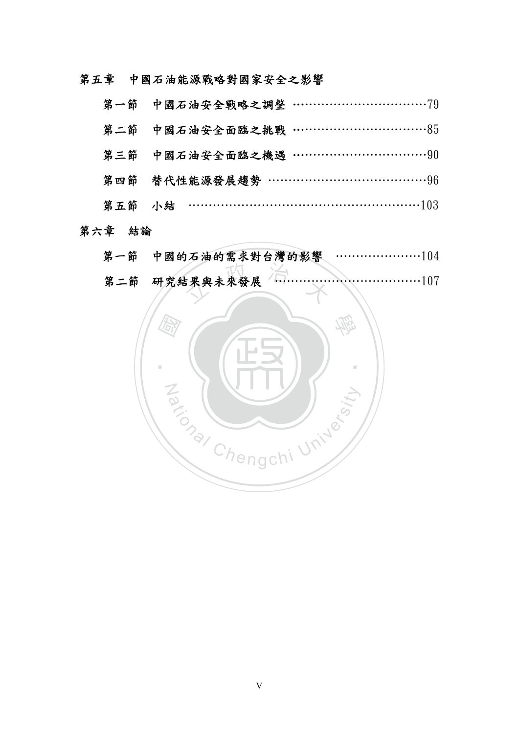第五章　中國石油能源戰略對國家安全之影響

　第一節　中國石油安全戰略之調整 ……………………………79

　第二節　中國石油安全面臨之挑戰 ……………………………85

　第三節　中國石油安全面臨之機遇 ……………………………90

　第四節　替代性能源發展趨勢 …………………………………96

　第五節　小結 ……………………………………………………103

第六章　結論

　第一節　中國的石油的需求對台灣的影響 …………………104

　第二節　研究結果與未來發展 …………………………………107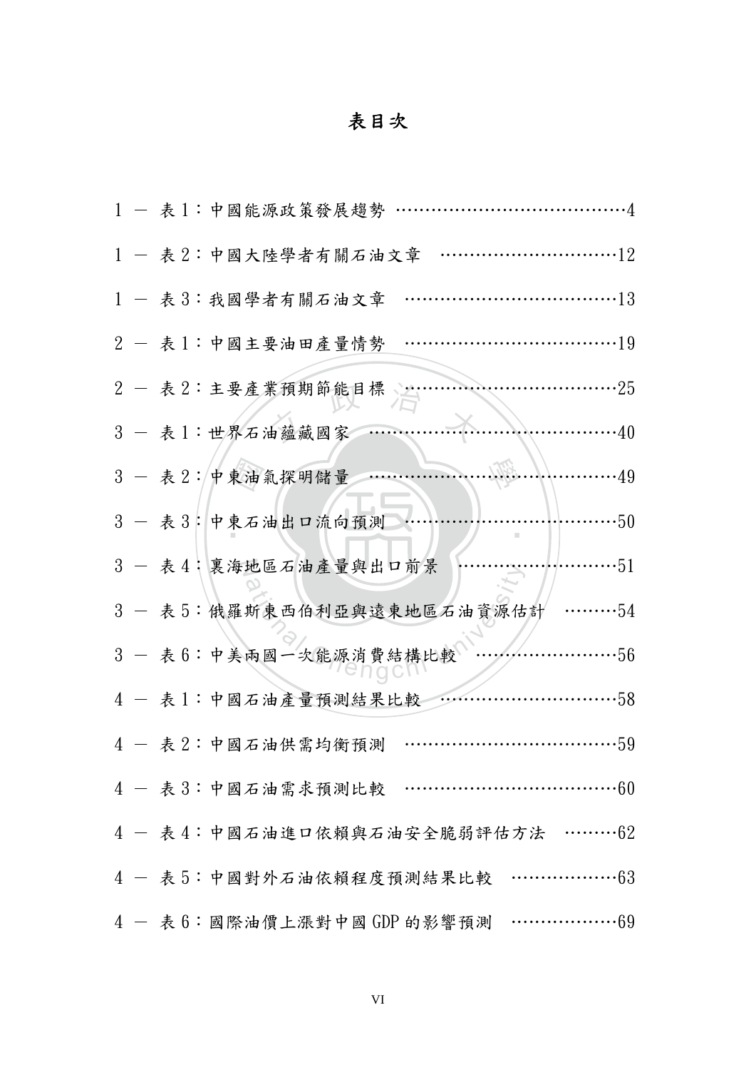# 表目次

1 － 表 1：中國能源政策發展趨勢 ……………………………………4

1 － 表 2：中國大陸學者有關石油文章 …………………………12

1 － 表 3：我國學者有關石油文章 ………………………………13

2 － 表 1：中國主要油田產量情勢 ………………………………19

2 － 表 2：主要產業預期節能目標 ………………………………25

3 － 表 1：世界石油蘊藏國家 ……………………………………40

3 － 表 2：中東油氣探明儲量 ……………………………………49

3 － 表 3：中東石油出口流向預測 ………………………………50

3 － 表 4：裏海地區石油產量與出口前景 ………………………51

3 － 表 5：俄羅斯東西伯利亞與遠東地區石油資源估計 ………54

3 － 表 6：中美兩國一次能源消費結構比較 ……………………56

4 － 表 1：中國石油產量預測結果比較 …………………………58

4 － 表 2：中國石油供需均衡預測 ………………………………59

4 － 表 3：中國石油需求預測比較 ………………………………60

4 － 表 4：中國石油進口依賴與石油安全脆弱評估方法 ………62

4 － 表 5：中國對外石油依賴程度預測結果比較 ………………63

4 － 表 6：國際油價上漲對中國 GDP 的影響預測 ………………69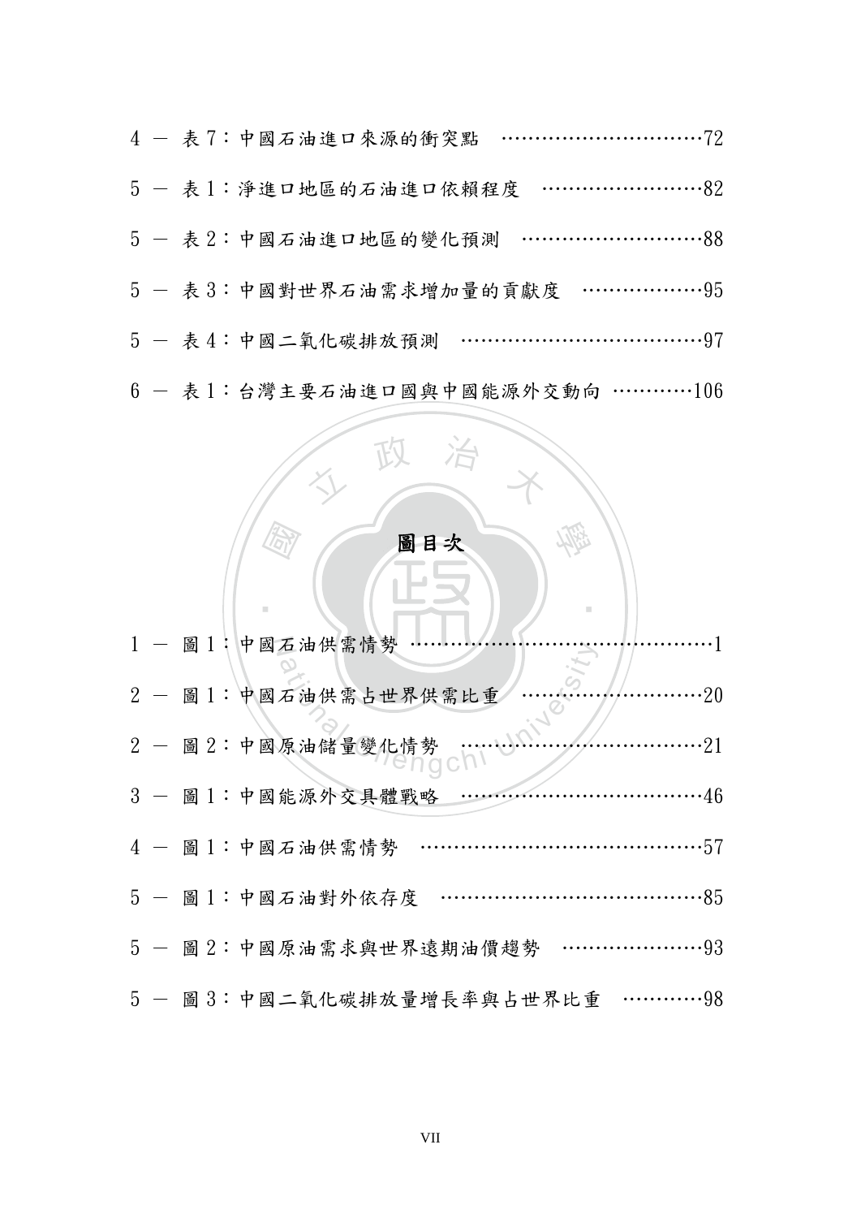4 － 表 7：中國石油進口來源的衝突點 ……………………………72

5 － 表 1：淨進口地區的石油進口依賴程度 ……………………82

5 － 表 2：中國石油進口地區的變化預測 ………………………88

5 － 表 3：中國對世界石油需求增加量的貢獻度 ………………95

5 － 表 4：中國二氧化碳排放預測 ………………………………97

6 － 表 1：台灣主要石油進口國與中國能源外交動向 …………106

## 圖目次

1 － 圖 1：中國石油供需情勢 ……………………………………………1

2 － 圖 1：中國石油供需占世界供需比重 ………………………20

2 － 圖 2：中國原油儲量變化情勢 ………………………………21

3 － 圖 1：中國能源外交具體戰略 ………………………………46

4 － 圖 1：中國石油供需情勢 ……………………………………57

5 － 圖 1：中國石油對外依存度 …………………………………85

5 － 圖 2：中國原油需求與世界遠期油價趨勢 …………………93

5 － 圖 3：中國二氧化碳排放量增長率與占世界比重 …………98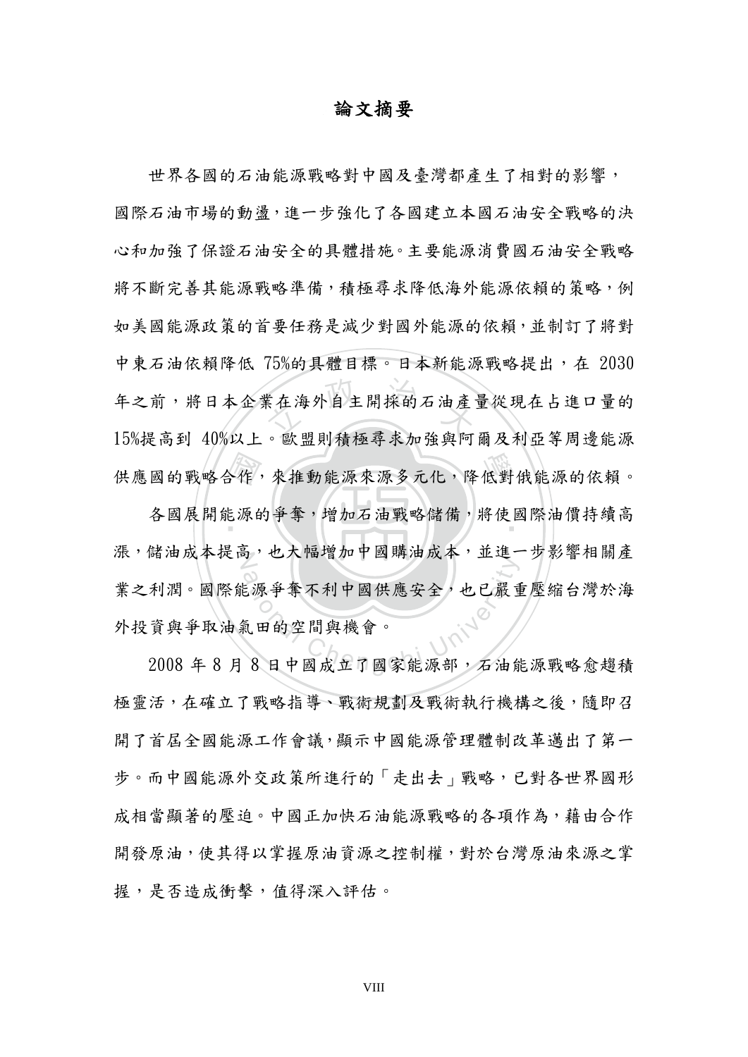# 論文摘要

世界各國的石油能源戰略對中國及臺灣都產生了相對的影響，國際石油市場的動盪，進一步強化了各國建立本國石油安全戰略的決心和加強了保證石油安全的具體措施。主要能源消費國石油安全戰略將不斷完善其能源戰略準備，積極尋求降低海外能源依賴的策略，例如美國能源政策的首要任務是減少對國外能源的依賴，並制訂了將對中東石油依賴降低 75%的具體目標。日本新能源戰略提出，在 2030 年之前，將日本企業在海外自主開採的石油產量從現在占進口量的 15%提高到 40%以上。歐盟則積極尋求加強與阿爾及利亞等周邊能源供應國的戰略合作，來推動能源來源多元化，降低對俄能源的依賴。

各國展開能源的爭奪，增加石油戰略儲備，將使國際油價持續高漲，儲油成本提高，也大幅增加中國購油成本，並進一步影響相關產業之利潤。國際能源爭奪不利中國供應安全，也已嚴重壓縮台灣於海外投資與爭取油氣田的空間與機會。

2008 年 8 月 8 日中國成立了國家能源部，石油能源戰略愈趨積極靈活，在確立了戰略指導、戰術規劃及戰術執行機構之後，隨即召開了首屆全國能源工作會議，顯示中國能源管理體制改革邁出了第一步。而中國能源外交政策所進行的「走出去」戰略，已對各世界國形成相當顯著的壓迫。中國正加快石油能源戰略的各項作為，藉由合作開發原油，使其得以掌握原油資源之控制權，對於台灣原油來源之掌握，是否造成衝擊，值得深入評估。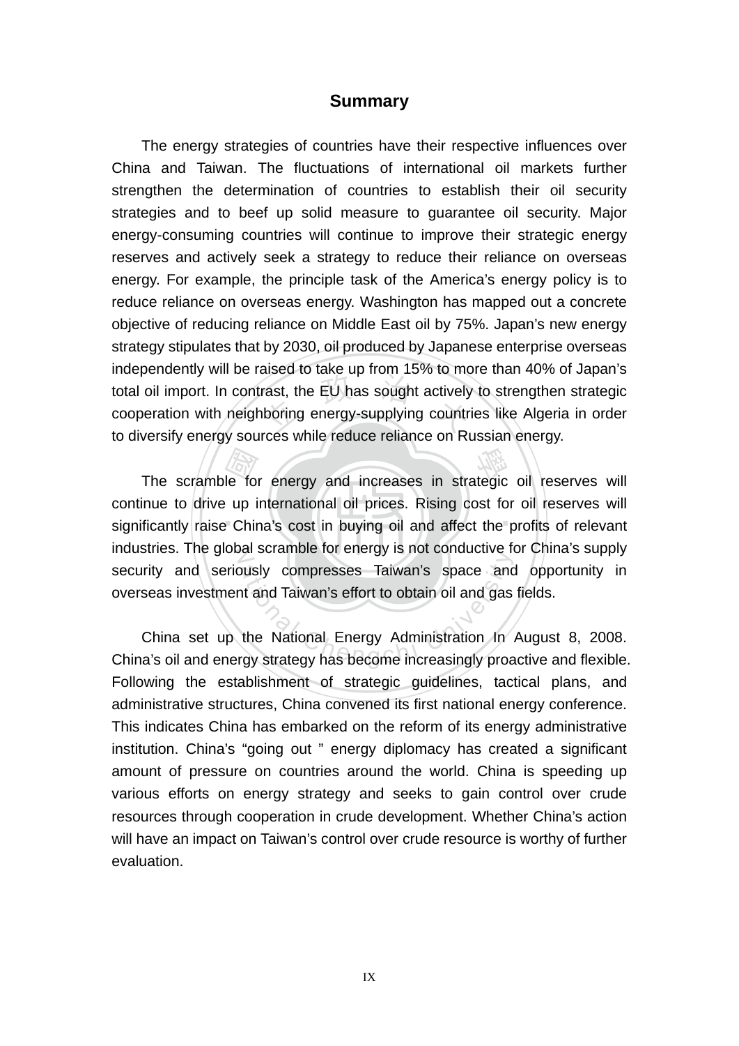## Summary

The energy strategies of countries have their respective influences over China and Taiwan. The fluctuations of international oil markets further strengthen the determination of countries to establish their oil security strategies and to beef up solid measure to guarantee oil security. Major energy-consuming countries will continue to improve their strategic energy reserves and actively seek a strategy to reduce their reliance on overseas energy. For example, the principle task of the America's energy policy is to reduce reliance on overseas energy. Washington has mapped out a concrete objective of reducing reliance on Middle East oil by 75%. Japan's new energy strategy stipulates that by 2030, oil produced by Japanese enterprise overseas independently will be raised to take up from 15% to more than 40% of Japan's total oil import. In contrast, the EU has sought actively to strengthen strategic cooperation with neighboring energy-supplying countries like Algeria in order to diversify energy sources while reduce reliance on Russian energy.

The scramble for energy and increases in strategic oil reserves will continue to drive up international oil prices. Rising cost for oil reserves will significantly raise China's cost in buying oil and affect the profits of relevant industries. The global scramble for energy is not conductive for China's supply security and seriously compresses Taiwan's space and opportunity in overseas investment and Taiwan's effort to obtain oil and gas fields.

China set up the National Energy Administration In August 8, 2008. China's oil and energy strategy has become increasingly proactive and flexible. Following the establishment of strategic guidelines, tactical plans, and administrative structures, China convened its first national energy conference. This indicates China has embarked on the reform of its energy administrative institution. China's "going out " energy diplomacy has created a significant amount of pressure on countries around the world. China is speeding up various efforts on energy strategy and seeks to gain control over crude resources through cooperation in crude development. Whether China's action will have an impact on Taiwan's control over crude resource is worthy of further evaluation.